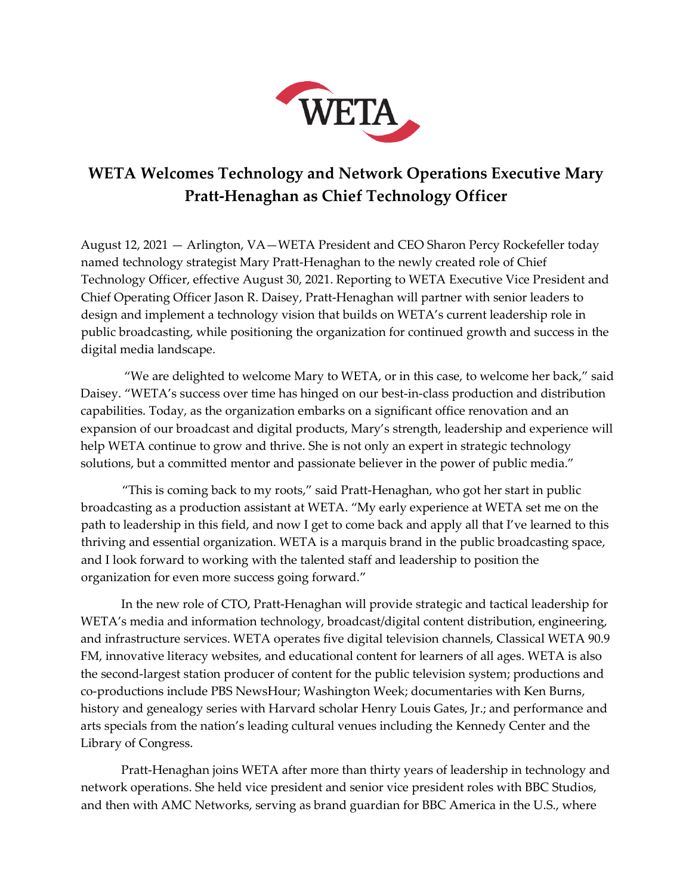# WETA Welcomes Technology and Network Operations Executive Mary Pratt-Henaghan as Chief Technology Officer

August 12, 2021 — Arlington, VA—WETA President and CEO Sharon Percy Rockefeller today named technology strategist Mary Pratt-Henaghan to the newly created role of Chief Technology Officer, effective August 30, 2021. Reporting to WETA Executive Vice President and Chief Operating Officer Jason R. Daisey, Pratt-Henaghan will partner with senior leaders to design and implement a technology vision that builds on WETA's current leadership role in public broadcasting, while positioning the organization for continued growth and success in the digital media landscape.

"We are delighted to welcome Mary to WETA, or in this case, to welcome her back," said Daisey. "WETA's success over time has hinged on our best-in-class production and distribution capabilities. Today, as the organization embarks on a significant office renovation and an expansion of our broadcast and digital products, Mary's strength, leadership and experience will help WETA continue to grow and thrive. She is not only an expert in strategic technology solutions, but a committed mentor and passionate believer in the power of public media."

"This is coming back to my roots," said Pratt-Henaghan, who got her start in public broadcasting as a production assistant at WETA. "My early experience at WETA set me on the path to leadership in this field, and now I get to come back and apply all that I've learned to this thriving and essential organization. WETA is a marquis brand in the public broadcasting space, and I look forward to working with the talented staff and leadership to position the organization for even more success going forward."

In the new role of CTO, Pratt-Henaghan will provide strategic and tactical leadership for WETA's media and information technology, broadcast/digital content distribution, engineering, and infrastructure services. WETA operates five digital television channels, Classical WETA 90.9 FM, innovative literacy websites, and educational content for learners of all ages. WETA is also the second-largest station producer of content for the public television system; productions and co-productions include PBS NewsHour; Washington Week; documentaries with Ken Burns, history and genealogy series with Harvard scholar Henry Louis Gates, Jr.; and performance and arts specials from the nation's leading cultural venues including the Kennedy Center and the Library of Congress.

Pratt-Henaghan joins WETA after more than thirty years of leadership in technology and network operations. She held vice president and senior vice president roles with BBC Studios, and then with AMC Networks, serving as brand guardian for BBC America in the U.S., where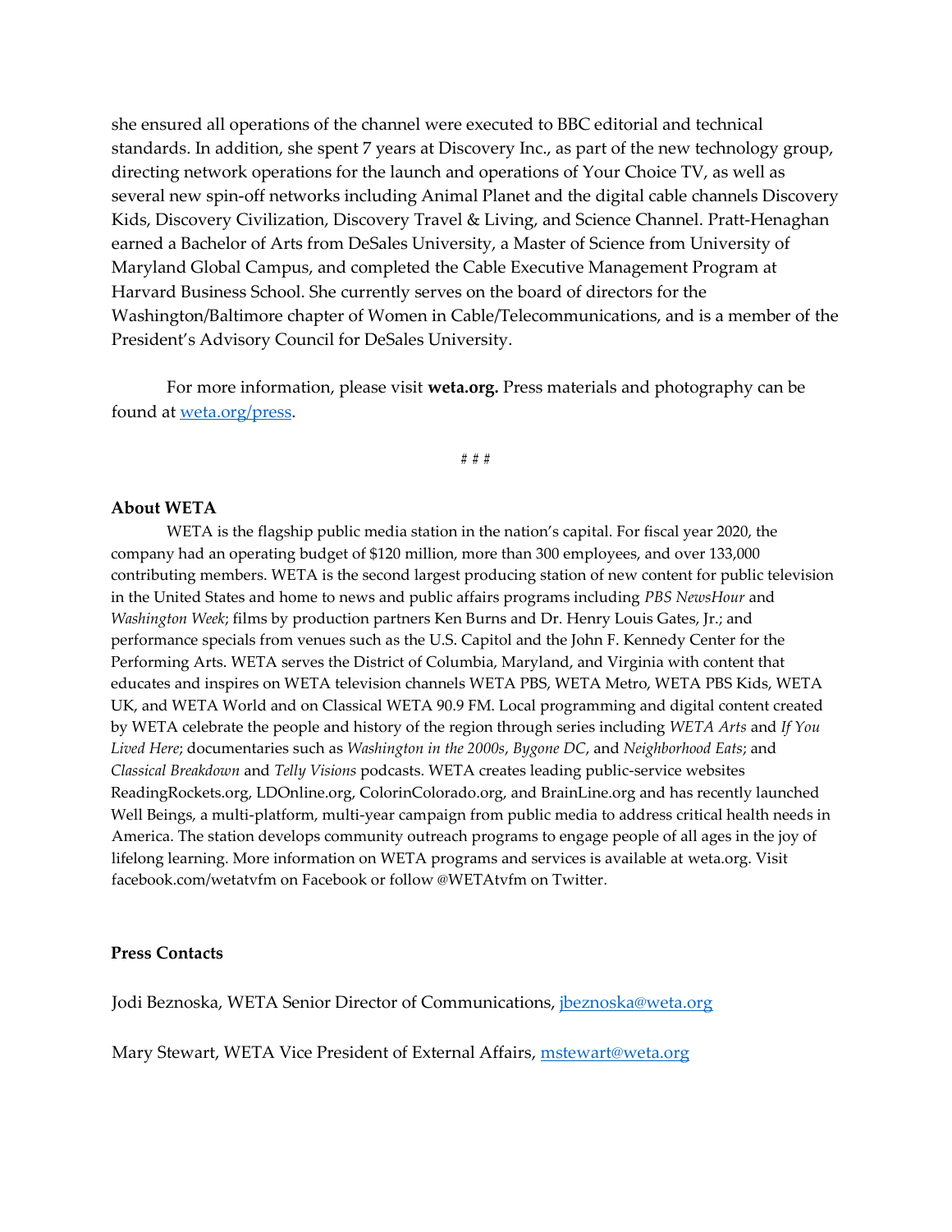she ensured all operations of the channel were executed to BBC editorial and technical standards. In addition, she spent 7 years at Discovery Inc., as part of the new technology group, directing network operations for the launch and operations of Your Choice TV, as well as several new spin-off networks including Animal Planet and the digital cable channels Discovery Kids, Discovery Civilization, Discovery Travel & Living, and Science Channel. Pratt-Henaghan earned a Bachelor of Arts from DeSales University, a Master of Science from University of Maryland Global Campus, and completed the Cable Executive Management Program at Harvard Business School. She currently serves on the board of directors for the Washington/Baltimore chapter of Women in Cable/Telecommunications, and is a member of the President's Advisory Council for DeSales University.

For more information, please visit **weta.org.** Press materials and photography can be found at [weta.org/press](weta.org/press).

# # #

**About WETA**

WETA is the flagship public media station in the nation's capital. For fiscal year 2020, the company had an operating budget of $120 million, more than 300 employees, and over 133,000 contributing members. WETA is the second largest producing station of new content for public television in the United States and home to news and public affairs programs including *PBS NewsHour* and *Washington Week*; films by production partners Ken Burns and Dr. Henry Louis Gates, Jr.; and performance specials from venues such as the U.S. Capitol and the John F. Kennedy Center for the Performing Arts. WETA serves the District of Columbia, Maryland, and Virginia with content that educates and inspires on WETA television channels WETA PBS, WETA Metro, WETA PBS Kids, WETA UK, and WETA World and on Classical WETA 90.9 FM. Local programming and digital content created by WETA celebrate the people and history of the region through series including *WETA Arts* and *If You Lived Here*; documentaries such as *Washington in the 2000s*, *Bygone DC*, and *Neighborhood Eats*; and *Classical Breakdown* and *Telly Visions* podcasts. WETA creates leading public-service websites ReadingRockets.org, LDOnline.org, ColorinColorado.org, and BrainLine.org and has recently launched Well Beings, a multi-platform, multi-year campaign from public media to address critical health needs in America. The station develops community outreach programs to engage people of all ages in the joy of lifelong learning. More information on WETA programs and services is available at weta.org. Visit facebook.com/wetatvfm on Facebook or follow @WETAtvfm on Twitter.

**Press Contacts**

Jodi Beznoska, WETA Senior Director of Communications, [jbeznoska@weta.org](mailto:jbeznoska@weta.org)

Mary Stewart, WETA Vice President of External Affairs, [mstewart@weta.org](mailto:mstewart@weta.org)